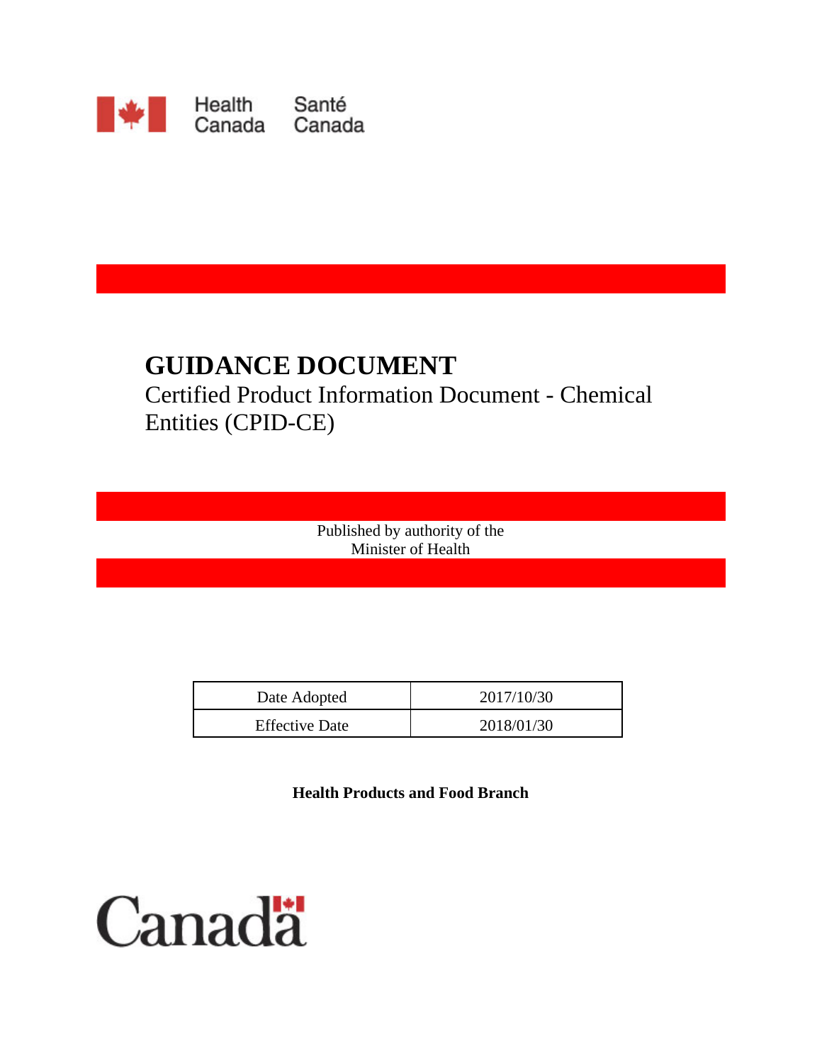Health Canada Santé Canada

# GUIDANCE DOCUMENT

Certified Product Information Document - Chemical Entities (CPID-CE)

Published by authority of the
Minister of Health

| Date Adopted | 2017/10/30 |
| --- | --- |
| Effective Date | 2018/01/30 |

**Health Products and Food Branch**

Canada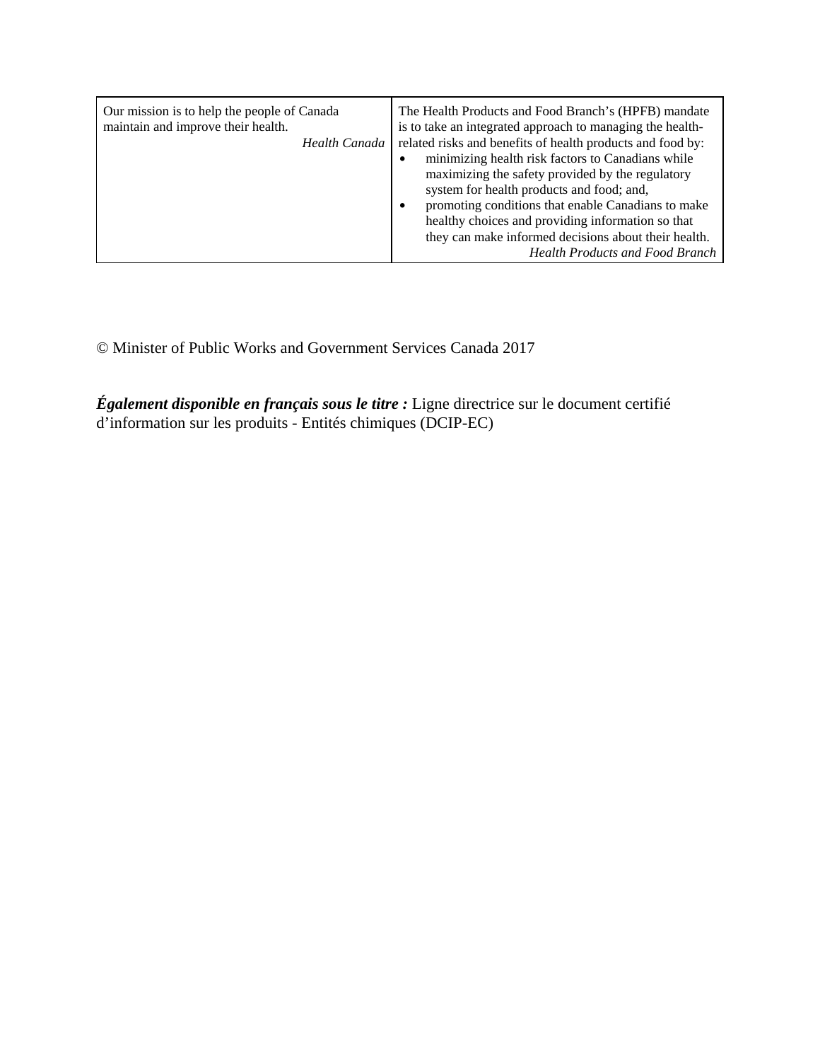| Our mission is to help the people of Canada maintain and improve their health.<br>*Health Canada* | The Health Products and Food Branch's (HPFB) mandate is to take an integrated approach to managing the health-related risks and benefits of health products and food by:<br>• minimizing health risk factors to Canadians while maximizing the safety provided by the regulatory system for health products and food; and,<br>• promoting conditions that enable Canadians to make healthy choices and providing information so that they can make informed decisions about their health.<br>*Health Products and Food Branch* |
| --- | --- |

© Minister of Public Works and Government Services Canada 2017

***Également disponible en français sous le titre :*** Ligne directrice sur le document certifié d'information sur les produits - Entités chimiques (DCIP-EC)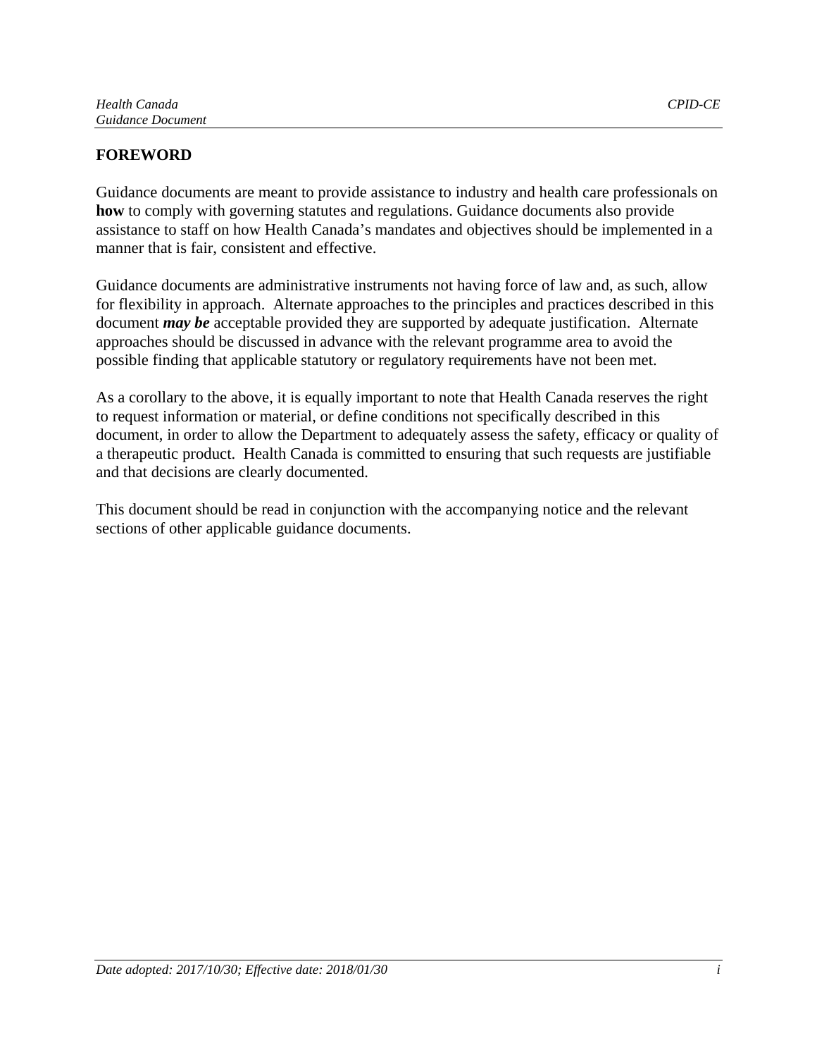# FOREWORD

Guidance documents are meant to provide assistance to industry and health care professionals on **how** to comply with governing statutes and regulations. Guidance documents also provide assistance to staff on how Health Canada's mandates and objectives should be implemented in a manner that is fair, consistent and effective.

Guidance documents are administrative instruments not having force of law and, as such, allow for flexibility in approach. Alternate approaches to the principles and practices described in this document ***may be*** acceptable provided they are supported by adequate justification. Alternate approaches should be discussed in advance with the relevant programme area to avoid the possible finding that applicable statutory or regulatory requirements have not been met.

As a corollary to the above, it is equally important to note that Health Canada reserves the right to request information or material, or define conditions not specifically described in this document, in order to allow the Department to adequately assess the safety, efficacy or quality of a therapeutic product. Health Canada is committed to ensuring that such requests are justifiable and that decisions are clearly documented.

This document should be read in conjunction with the accompanying notice and the relevant sections of other applicable guidance documents.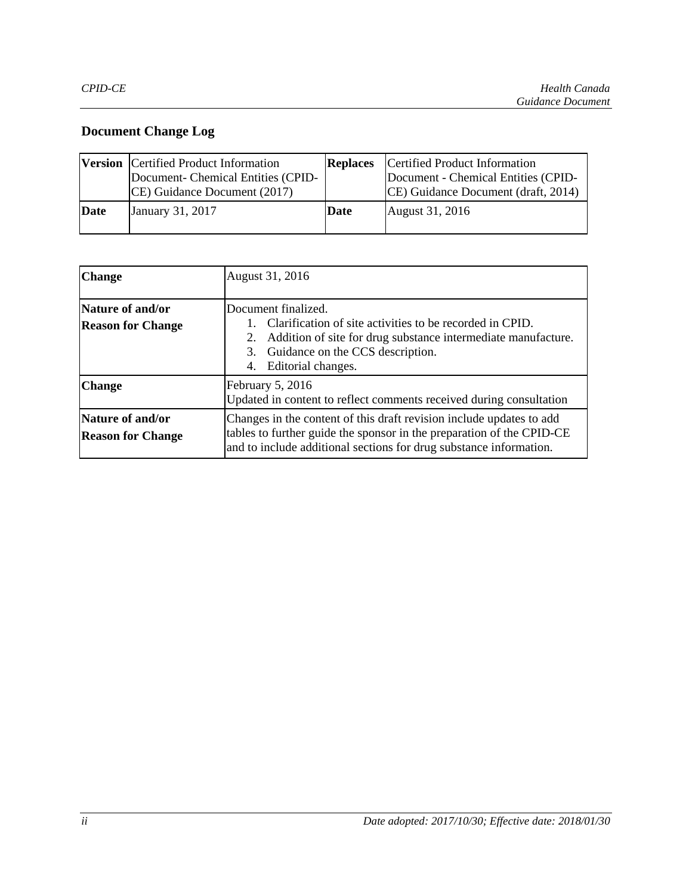## Document Change Log

| Version | Certified Product Information Document- Chemical Entities (CPID-CE) Guidance Document (2017) | Replaces | Certified Product Information Document - Chemical Entities (CPID-CE) Guidance Document (draft, 2014) |
|---|---|---|---|
| Date | January 31, 2017 | Date | August 31, 2016 |

| Change | August 31, 2016 |
|---|---|
| Nature of and/or Reason for Change | Document finalized.<br>1. Clarification of site activities to be recorded in CPID.<br>2. Addition of site for drug substance intermediate manufacture.<br>3. Guidance on the CCS description.<br>4. Editorial changes. |
| Change | February 5, 2016<br>Updated in content to reflect comments received during consultation |
| Nature of and/or Reason for Change | Changes in the content of this draft revision include updates to add tables to further guide the sponsor in the preparation of the CPID-CE and to include additional sections for drug substance information. |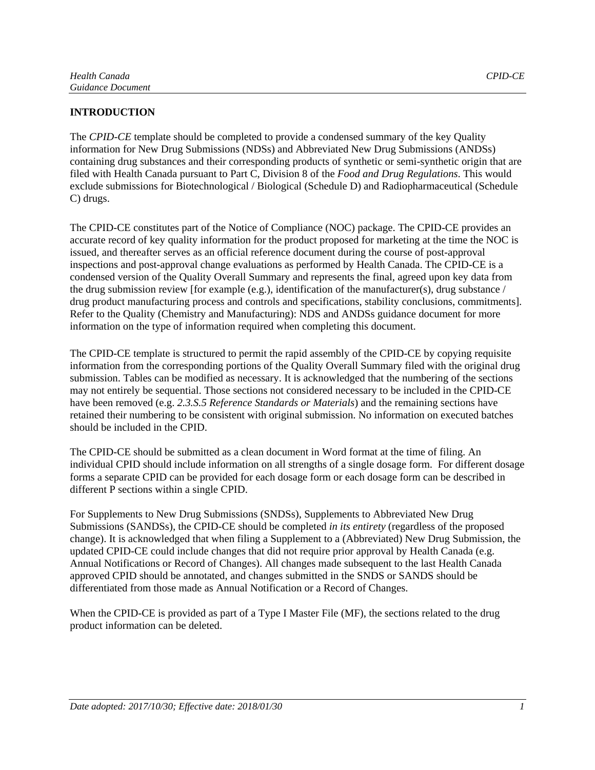## INTRODUCTION

The *CPID-CE* template should be completed to provide a condensed summary of the key Quality information for New Drug Submissions (NDSs) and Abbreviated New Drug Submissions (ANDSs) containing drug substances and their corresponding products of synthetic or semi-synthetic origin that are filed with Health Canada pursuant to Part C, Division 8 of the *Food and Drug Regulations*. This would exclude submissions for Biotechnological / Biological (Schedule D) and Radiopharmaceutical (Schedule C) drugs.

The CPID-CE constitutes part of the Notice of Compliance (NOC) package. The CPID-CE provides an accurate record of key quality information for the product proposed for marketing at the time the NOC is issued, and thereafter serves as an official reference document during the course of post-approval inspections and post-approval change evaluations as performed by Health Canada. The CPID-CE is a condensed version of the Quality Overall Summary and represents the final, agreed upon key data from the drug submission review [for example (e.g.), identification of the manufacturer(s), drug substance / drug product manufacturing process and controls and specifications, stability conclusions, commitments]. Refer to the Quality (Chemistry and Manufacturing): NDS and ANDSs guidance document for more information on the type of information required when completing this document.

The CPID-CE template is structured to permit the rapid assembly of the CPID-CE by copying requisite information from the corresponding portions of the Quality Overall Summary filed with the original drug submission. Tables can be modified as necessary. It is acknowledged that the numbering of the sections may not entirely be sequential. Those sections not considered necessary to be included in the CPID-CE have been removed (e.g. *2.3.S.5 Reference Standards or Materials*) and the remaining sections have retained their numbering to be consistent with original submission. No information on executed batches should be included in the CPID.

The CPID-CE should be submitted as a clean document in Word format at the time of filing. An individual CPID should include information on all strengths of a single dosage form. For different dosage forms a separate CPID can be provided for each dosage form or each dosage form can be described in different P sections within a single CPID.

For Supplements to New Drug Submissions (SNDSs), Supplements to Abbreviated New Drug Submissions (SANDSs), the CPID-CE should be completed *in its entirety* (regardless of the proposed change). It is acknowledged that when filing a Supplement to a (Abbreviated) New Drug Submission, the updated CPID-CE could include changes that did not require prior approval by Health Canada (e.g. Annual Notifications or Record of Changes). All changes made subsequent to the last Health Canada approved CPID should be annotated, and changes submitted in the SNDS or SANDS should be differentiated from those made as Annual Notification or a Record of Changes.

When the CPID-CE is provided as part of a Type I Master File (MF), the sections related to the drug product information can be deleted.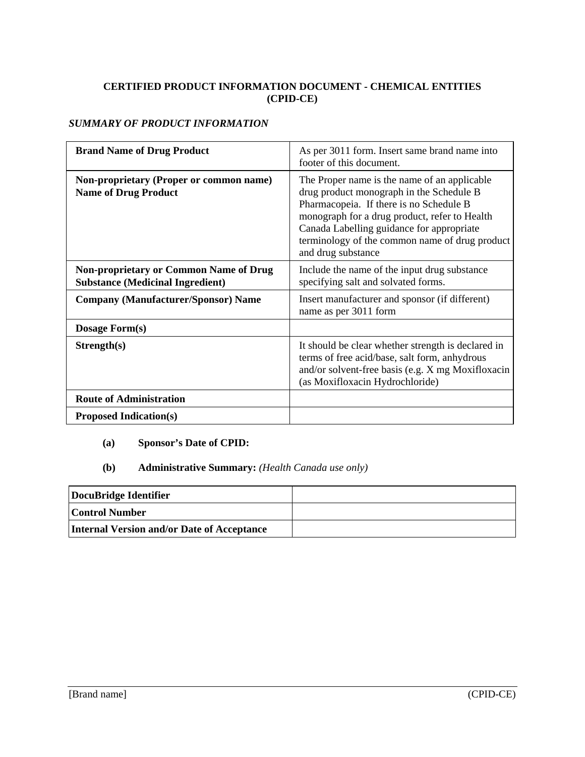**CERTIFIED PRODUCT INFORMATION DOCUMENT - CHEMICAL ENTITIES (CPID-CE)**

***SUMMARY OF PRODUCT INFORMATION***

| | |
|---|---|
| **Brand Name of Drug Product** | As per 3011 form. Insert same brand name into footer of this document. |
| **Non-proprietary (Proper or common name) Name of Drug Product** | The Proper name is the name of an applicable drug product monograph in the Schedule B Pharmacopeia. If there is no Schedule B monograph for a drug product, refer to Health Canada Labelling guidance for appropriate terminology of the common name of drug product and drug substance |
| **Non-proprietary or Common Name of Drug Substance (Medicinal Ingredient)** | Include the name of the input drug substance specifying salt and solvated forms. |
| **Company (Manufacturer/Sponsor) Name** | Insert manufacturer and sponsor (if different) name as per 3011 form |
| **Dosage Form(s)** | |
| **Strength(s)** | It should be clear whether strength is declared in terms of free acid/base, salt form, anhydrous and/or solvent-free basis (e.g. X mg Moxifloxacin (as Moxifloxacin Hydrochloride) |
| **Route of Administration** | |
| **Proposed Indication(s)** | |

**(a) Sponsor's Date of CPID:**

**(b) Administrative Summary:** *(Health Canada use only)*

| | |
|---|---|
| **DocuBridge Identifier** | |
| **Control Number** | |
| **Internal Version and/or Date of Acceptance** | |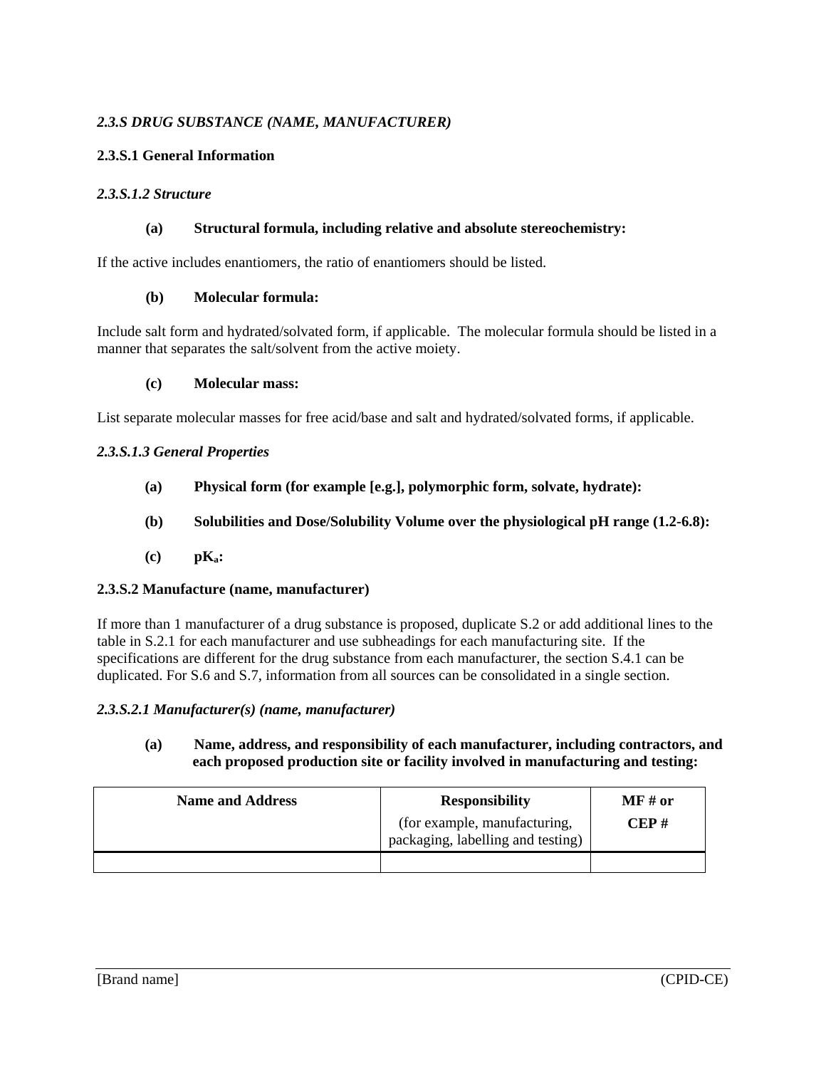## *2.3.S DRUG SUBSTANCE (NAME, MANUFACTURER)*

### 2.3.S.1 General Information

#### *2.3.S.1.2 Structure*

**(a) Structural formula, including relative and absolute stereochemistry:**

If the active includes enantiomers, the ratio of enantiomers should be listed.

**(b) Molecular formula:**

Include salt form and hydrated/solvated form, if applicable. The molecular formula should be listed in a manner that separates the salt/solvent from the active moiety.

**(c) Molecular mass:**

List separate molecular masses for free acid/base and salt and hydrated/solvated forms, if applicable.

#### *2.3.S.1.3 General Properties*

**(a) Physical form (for example [e.g.], polymorphic form, solvate, hydrate):**

**(b) Solubilities and Dose/Solubility Volume over the physiological pH range (1.2-6.8):**

**(c) $pK_a$:**

### 2.3.S.2 Manufacture (name, manufacturer)

If more than 1 manufacturer of a drug substance is proposed, duplicate S.2 or add additional lines to the table in S.2.1 for each manufacturer and use subheadings for each manufacturing site. If the specifications are different for the drug substance from each manufacturer, the section S.4.1 can be duplicated. For S.6 and S.7, information from all sources can be consolidated in a single section.

#### *2.3.S.2.1 Manufacturer(s) (name, manufacturer)*

**(a) Name, address, and responsibility of each manufacturer, including contractors, and each proposed production site or facility involved in manufacturing and testing:**

| **Name and Address** | **Responsibility** (for example, manufacturing, packaging, labelling and testing) | **MF # or CEP #** |
|---|---|---|
| | | |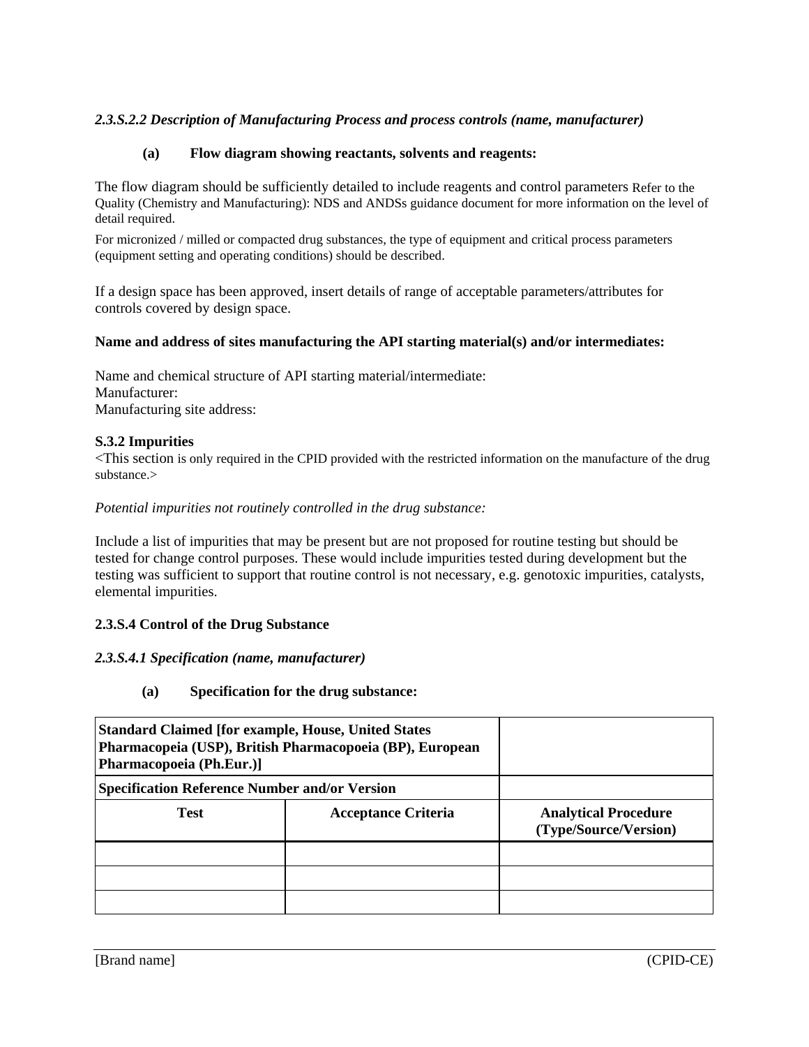*2.3.S.2.2 Description of Manufacturing Process and process controls (name, manufacturer)*

**(a) Flow diagram showing reactants, solvents and reagents:**

The flow diagram should be sufficiently detailed to include reagents and control parameters Refer to the Quality (Chemistry and Manufacturing): NDS and ANDSs guidance document for more information on the level of detail required.

For micronized / milled or compacted drug substances, the type of equipment and critical process parameters (equipment setting and operating conditions) should be described.

If a design space has been approved, insert details of range of acceptable parameters/attributes for controls covered by design space.

**Name and address of sites manufacturing the API starting material(s) and/or intermediates:**

Name and chemical structure of API starting material/intermediate:
Manufacturer:
Manufacturing site address:

**S.3.2 Impurities**

<This section is only required in the CPID provided with the restricted information on the manufacture of the drug substance.>

*Potential impurities not routinely controlled in the drug substance:*

Include a list of impurities that may be present but are not proposed for routine testing but should be tested for change control purposes. These would include impurities tested during development but the testing was sufficient to support that routine control is not necessary, e.g. genotoxic impurities, catalysts, elemental impurities.

**2.3.S.4 Control of the Drug Substance**

***2.3.S.4.1 Specification (name, manufacturer)***

**(a) Specification for the drug substance:**

| **Standard Claimed [for example, House, United States Pharmacopeia (USP), British Pharmacopoeia (BP), European Pharmacopoeia (Ph.Eur.)]** | | |
|---|---|---|
| **Specification Reference Number and/or Version** | | |
| **Test** | **Acceptance Criteria** | **Analytical Procedure (Type/Source/Version)** |
| | | |
| | | |
| | | |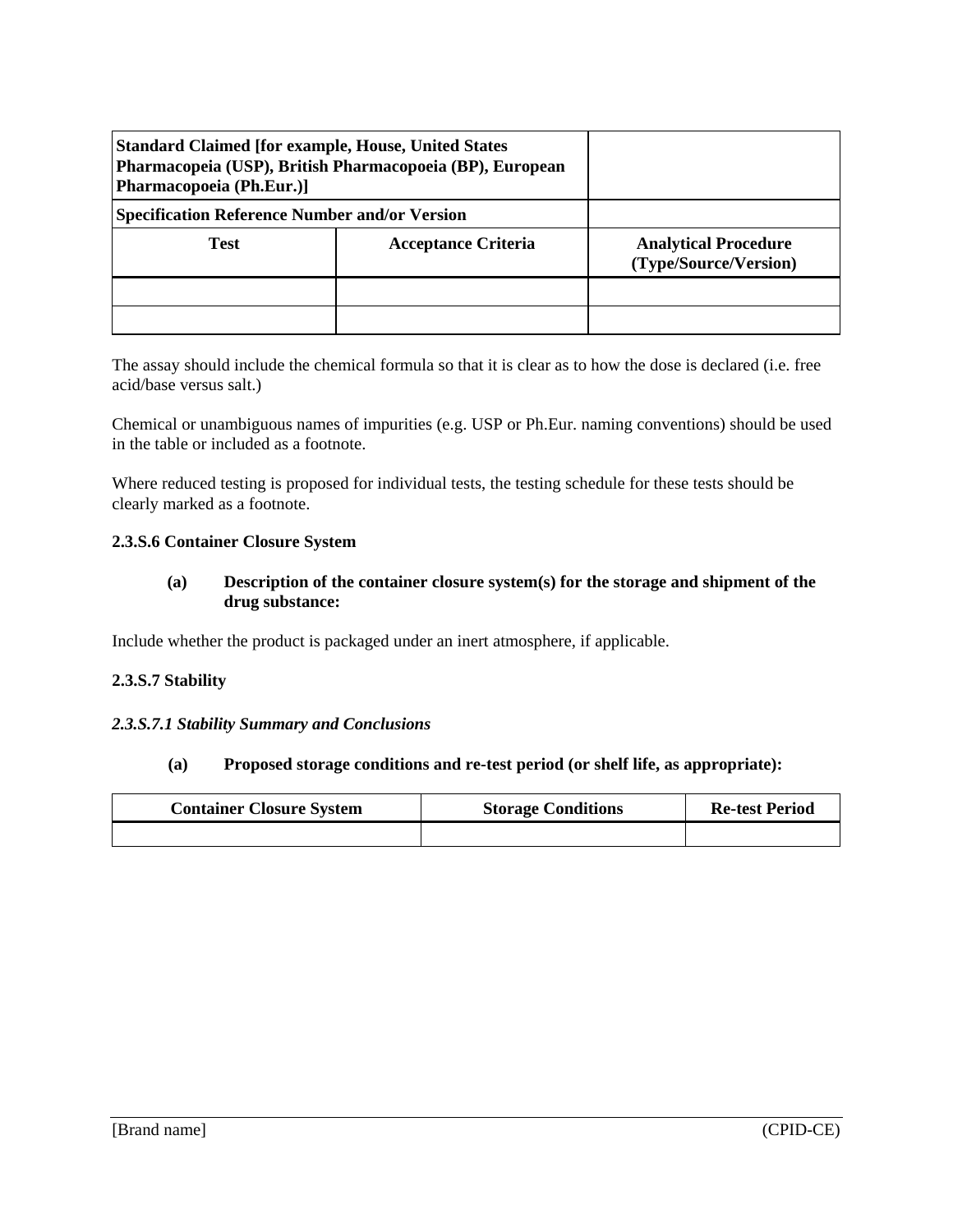| **Standard Claimed [for example, House, United States Pharmacopeia (USP), British Pharmacopoeia (BP), European Pharmacopoeia (Ph.Eur.)]** | | |
|---|---|---|
| **Specification Reference Number and/or Version** | | |
| **Test** | **Acceptance Criteria** | **Analytical Procedure (Type/Source/Version)** |
| | | |
| | | |

The assay should include the chemical formula so that it is clear as to how the dose is declared (i.e. free acid/base versus salt.)

Chemical or unambiguous names of impurities (e.g. USP or Ph.Eur. naming conventions) should be used in the table or included as a footnote.

Where reduced testing is proposed for individual tests, the testing schedule for these tests should be clearly marked as a footnote.

**2.3.S.6 Container Closure System**

**(a) Description of the container closure system(s) for the storage and shipment of the drug substance:**

Include whether the product is packaged under an inert atmosphere, if applicable.

**2.3.S.7 Stability**

***2.3.S.7.1 Stability Summary and Conclusions***

**(a) Proposed storage conditions and re-test period (or shelf life, as appropriate):**

| Container Closure System | Storage Conditions | Re-test Period |
|---|---|---|
| | | |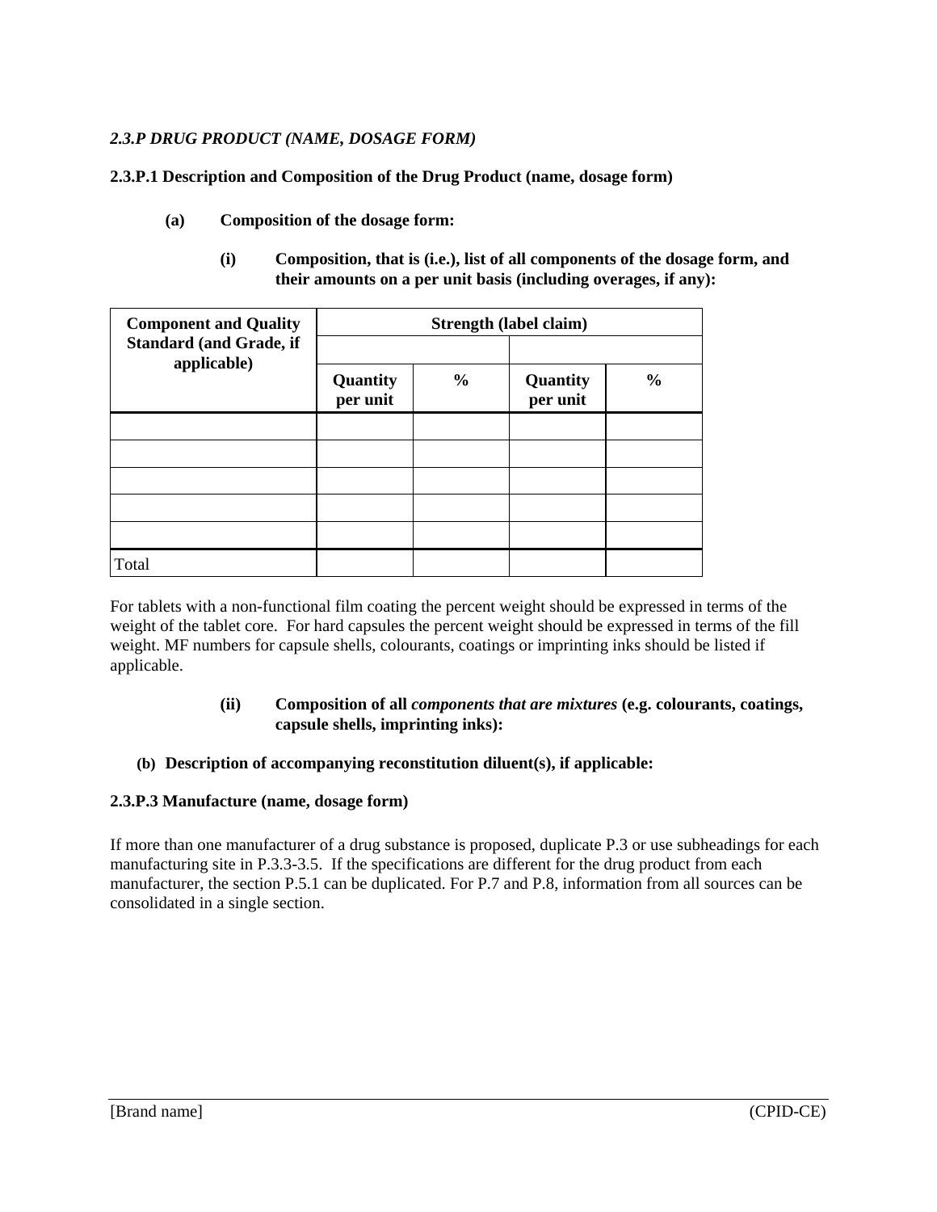*2.3.P DRUG PRODUCT (NAME, DOSAGE FORM)*

**2.3.P.1 Description and Composition of the Drug Product (name, dosage form)**

**(a) Composition of the dosage form:**

**(i) Composition, that is (i.e.), list of all components of the dosage form, and their amounts on a per unit basis (including overages, if any):**

| Component and Quality Standard (and Grade, if applicable) | Strength (label claim) | | | |
|---|---|---|---|---|
| | | | | |
| | Quantity per unit | % | Quantity per unit | % |
| | | | | |
| | | | | |
| | | | | |
| | | | | |
| | | | | |
| Total | | | | |

For tablets with a non-functional film coating the percent weight should be expressed in terms of the weight of the tablet core. For hard capsules the percent weight should be expressed in terms of the fill weight. MF numbers for capsule shells, colourants, coatings or imprinting inks should be listed if applicable.

**(ii) Composition of all *components that are mixtures* (e.g. colourants, coatings, capsule shells, imprinting inks):**

**(b) Description of accompanying reconstitution diluent(s), if applicable:**

**2.3.P.3 Manufacture (name, dosage form)**

If more than one manufacturer of a drug substance is proposed, duplicate P.3 or use subheadings for each manufacturing site in P.3.3-3.5. If the specifications are different for the drug product from each manufacturer, the section P.5.1 can be duplicated. For P.7 and P.8, information from all sources can be consolidated in a single section.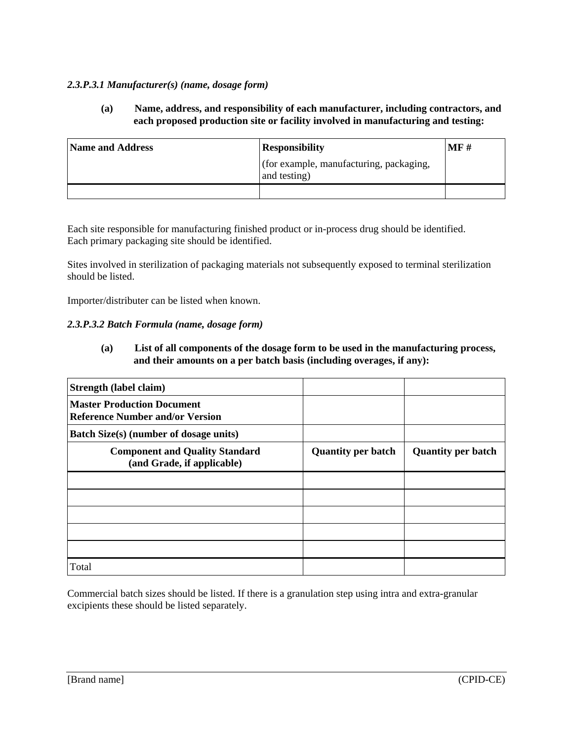*2.3.P.3.1 Manufacturer(s) (name, dosage form)*

**(a) Name, address, and responsibility of each manufacturer, including contractors, and each proposed production site or facility involved in manufacturing and testing:**

| **Name and Address** | **Responsibility** (for example, manufacturing, packaging, and testing) | **MF #** |
|---|---|---|
| | | |

Each site responsible for manufacturing finished product or in-process drug should be identified. Each primary packaging site should be identified.

Sites involved in sterilization of packaging materials not subsequently exposed to terminal sterilization should be listed.

Importer/distributer can be listed when known.

*2.3.P.3.2 Batch Formula (name, dosage form)*

**(a) List of all components of the dosage form to be used in the manufacturing process, and their amounts on a per batch basis (including overages, if any):**

| **Strength (label claim)** | | |
|---|---|---|
| **Master Production Document Reference Number and/or Version** | | |
| **Batch Size(s) (number of dosage units)** | | |
| **Component and Quality Standard (and Grade, if applicable)** | **Quantity per batch** | **Quantity per batch** |
| | | |
| | | |
| | | |
| | | |
| | | |
| Total | | |

Commercial batch sizes should be listed. If there is a granulation step using intra and extra-granular excipients these should be listed separately.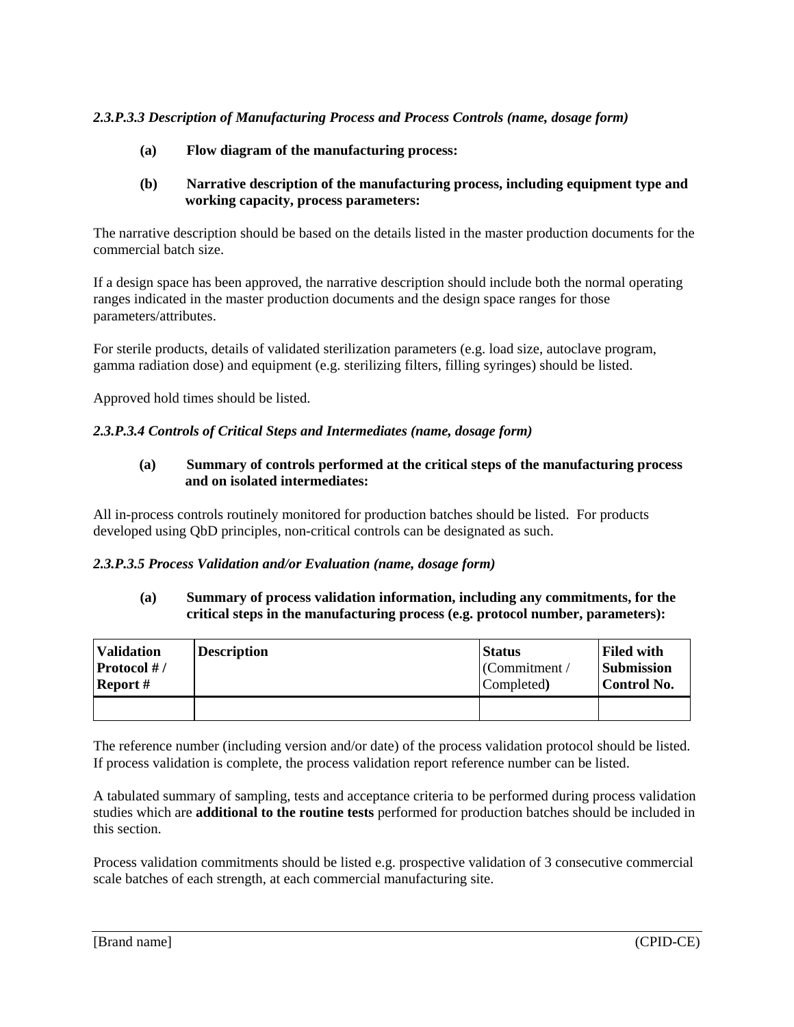*2.3.P.3.3 Description of Manufacturing Process and Process Controls (name, dosage form)*

**(a) Flow diagram of the manufacturing process:**

**(b) Narrative description of the manufacturing process, including equipment type and working capacity, process parameters:**

The narrative description should be based on the details listed in the master production documents for the commercial batch size.

If a design space has been approved, the narrative description should include both the normal operating ranges indicated in the master production documents and the design space ranges for those parameters/attributes.

For sterile products, details of validated sterilization parameters (e.g. load size, autoclave program, gamma radiation dose) and equipment (e.g. sterilizing filters, filling syringes) should be listed.

Approved hold times should be listed.

*2.3.P.3.4 Controls of Critical Steps and Intermediates (name, dosage form)*

**(a) Summary of controls performed at the critical steps of the manufacturing process and on isolated intermediates:**

All in-process controls routinely monitored for production batches should be listed. For products developed using QbD principles, non-critical controls can be designated as such.

*2.3.P.3.5 Process Validation and/or Evaluation (name, dosage form)*

**(a) Summary of process validation information, including any commitments, for the critical steps in the manufacturing process (e.g. protocol number, parameters):**

| **Validation Protocol # / Report #** | **Description** | **Status** (Commitment / Completed) | **Filed with Submission Control No.** |
|---|---|---|---|
| | | | |

The reference number (including version and/or date) of the process validation protocol should be listed. If process validation is complete, the process validation report reference number can be listed.

A tabulated summary of sampling, tests and acceptance criteria to be performed during process validation studies which are **additional to the routine tests** performed for production batches should be included in this section.

Process validation commitments should be listed e.g. prospective validation of 3 consecutive commercial scale batches of each strength, at each commercial manufacturing site.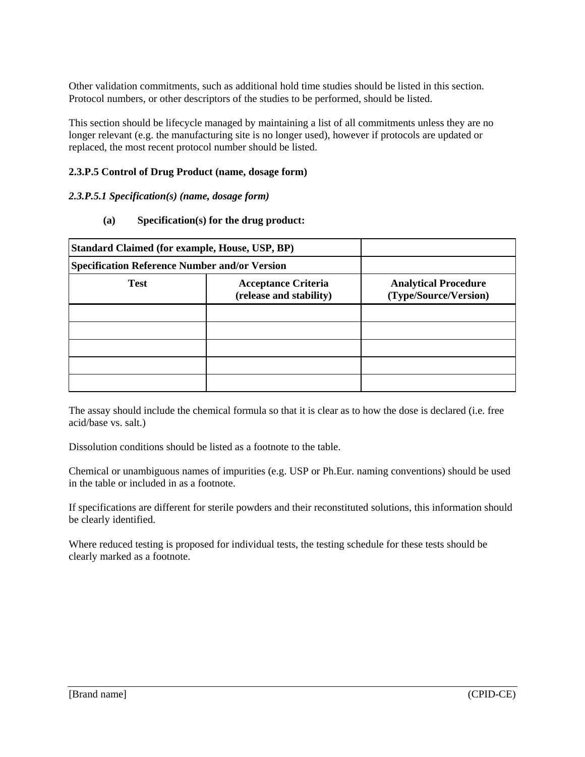Other validation commitments, such as additional hold time studies should be listed in this section. Protocol numbers, or other descriptors of the studies to be performed, should be listed.

This section should be lifecycle managed by maintaining a list of all commitments unless they are no longer relevant (e.g. the manufacturing site is no longer used), however if protocols are updated or replaced, the most recent protocol number should be listed.

**2.3.P.5 Control of Drug Product (name, dosage form)**

***2.3.P.5.1 Specification(s) (name, dosage form)***

**(a) Specification(s) for the drug product:**

| **Standard Claimed (for example, House, USP, BP)** | | |
|---|---|---|
| **Specification Reference Number and/or Version** | | |
| **Test** | **Acceptance Criteria (release and stability)** | **Analytical Procedure (Type/Source/Version)** |
| | | |
| | | |
| | | |
| | | |
| | | |

The assay should include the chemical formula so that it is clear as to how the dose is declared (i.e. free acid/base vs. salt.)

Dissolution conditions should be listed as a footnote to the table.

Chemical or unambiguous names of impurities (e.g. USP or Ph.Eur. naming conventions) should be used in the table or included in as a footnote.

If specifications are different for sterile powders and their reconstituted solutions, this information should be clearly identified.

Where reduced testing is proposed for individual tests, the testing schedule for these tests should be clearly marked as a footnote.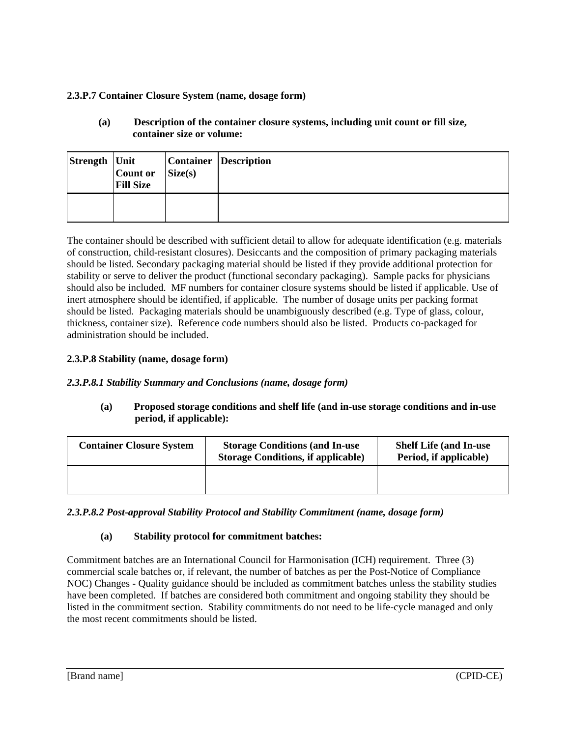**2.3.P.7 Container Closure System (name, dosage form)**

**(a) Description of the container closure systems, including unit count or fill size, container size or volume:**

| Strength | Unit Count or Fill Size | Container Size(s) | Description |
|---|---|---|---|
| | | | |

The container should be described with sufficient detail to allow for adequate identification (e.g. materials of construction, child-resistant closures). Desiccants and the composition of primary packaging materials should be listed. Secondary packaging material should be listed if they provide additional protection for stability or serve to deliver the product (functional secondary packaging). Sample packs for physicians should also be included. MF numbers for container closure systems should be listed if applicable. Use of inert atmosphere should be identified, if applicable. The number of dosage units per packing format should be listed. Packaging materials should be unambiguously described (e.g. Type of glass, colour, thickness, container size). Reference code numbers should also be listed. Products co-packaged for administration should be included.

**2.3.P.8 Stability (name, dosage form)**

***2.3.P.8.1 Stability Summary and Conclusions (name, dosage form)***

**(a) Proposed storage conditions and shelf life (and in-use storage conditions and in-use period, if applicable):**

| Container Closure System | Storage Conditions (and In-use Storage Conditions, if applicable) | Shelf Life (and In-use Period, if applicable) |
|---|---|---|
| | | |

***2.3.P.8.2 Post-approval Stability Protocol and Stability Commitment (name, dosage form)***

**(a) Stability protocol for commitment batches:**

Commitment batches are an International Council for Harmonisation (ICH) requirement. Three (3) commercial scale batches or, if relevant, the number of batches as per the Post-Notice of Compliance NOC) Changes - Quality guidance should be included as commitment batches unless the stability studies have been completed. If batches are considered both commitment and ongoing stability they should be listed in the commitment section. Stability commitments do not need to be life-cycle managed and only the most recent commitments should be listed.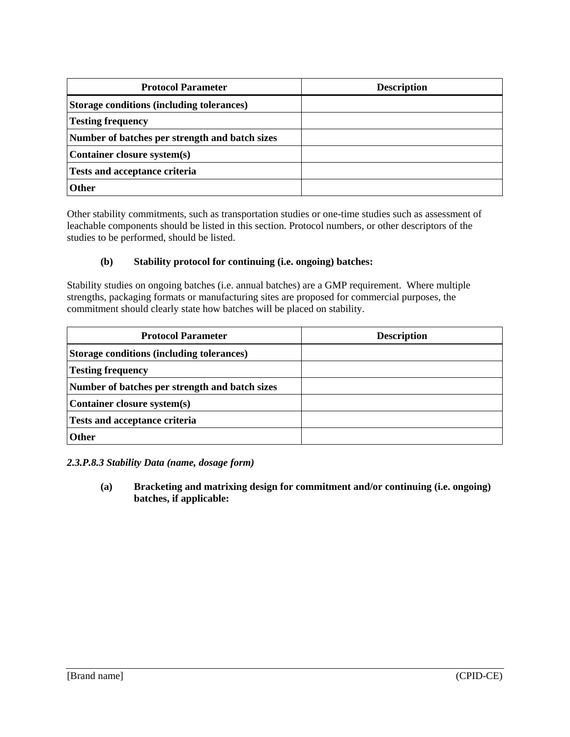| Protocol Parameter | Description |
|---|---|
| **Storage conditions (including tolerances)** | |
| **Testing frequency** | |
| **Number of batches per strength and batch sizes** | |
| **Container closure system(s)** | |
| **Tests and acceptance criteria** | |
| **Other** | |

Other stability commitments, such as transportation studies or one-time studies such as assessment of leachable components should be listed in this section. Protocol numbers, or other descriptors of the studies to be performed, should be listed.

**(b) Stability protocol for continuing (i.e. ongoing) batches:**

Stability studies on ongoing batches (i.e. annual batches) are a GMP requirement. Where multiple strengths, packaging formats or manufacturing sites are proposed for commercial purposes, the commitment should clearly state how batches will be placed on stability.

| Protocol Parameter | Description |
|---|---|
| **Storage conditions (including tolerances)** | |
| **Testing frequency** | |
| **Number of batches per strength and batch sizes** | |
| **Container closure system(s)** | |
| **Tests and acceptance criteria** | |
| **Other** | |

*2.3.P.8.3 Stability Data (name, dosage form)*

**(a) Bracketing and matrixing design for commitment and/or continuing (i.e. ongoing) batches, if applicable:**